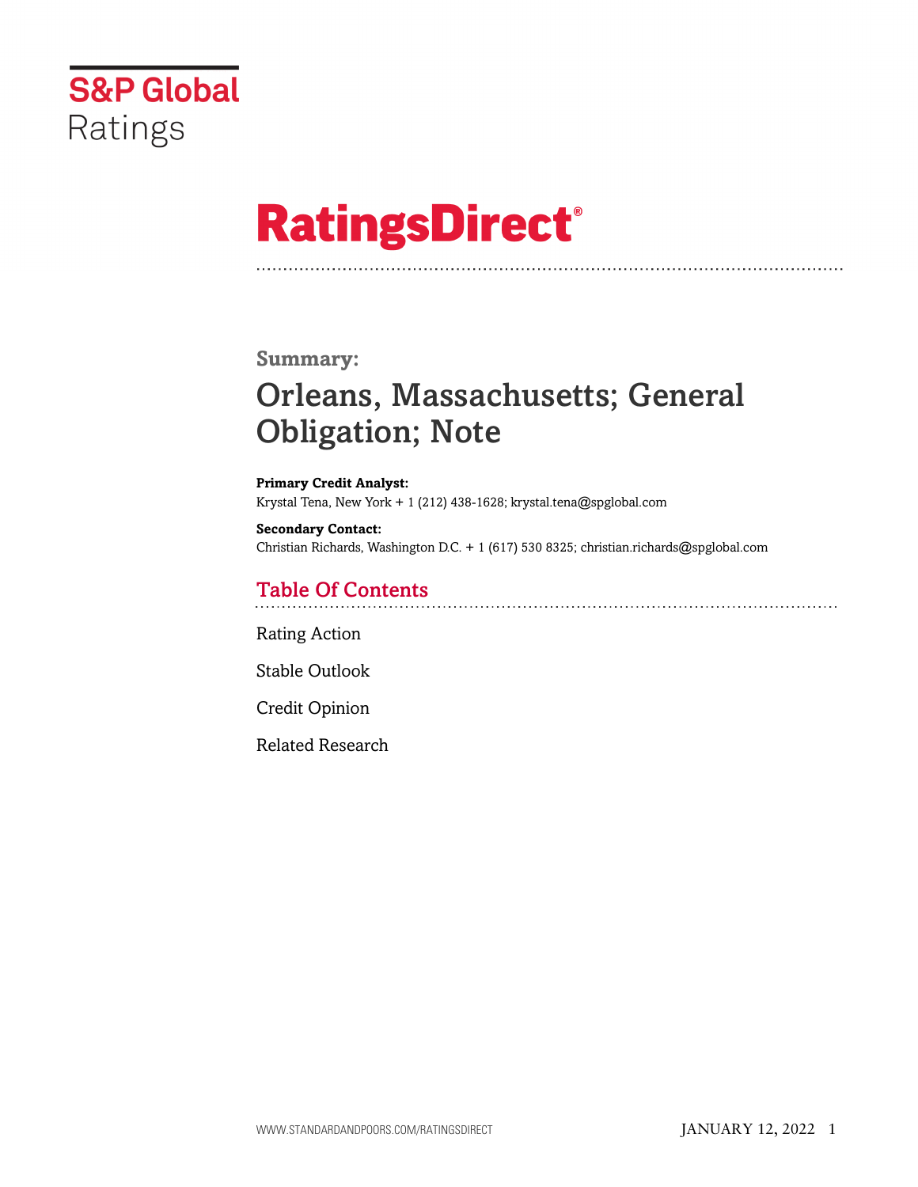S&P Global Ratings

# RatingsDirect®

## Summary:

# Orleans, Massachusetts; General Obligation; Note

**Primary Credit Analyst:**
Krystal Tena, New York + 1 (212) 438-1628; krystal.tena@spglobal.com

**Secondary Contact:**
Christian Richards, Washington D.C. + 1 (617) 530 8325; christian.richards@spglobal.com

## Table Of Contents

Rating Action

Stable Outlook

Credit Opinion

Related Research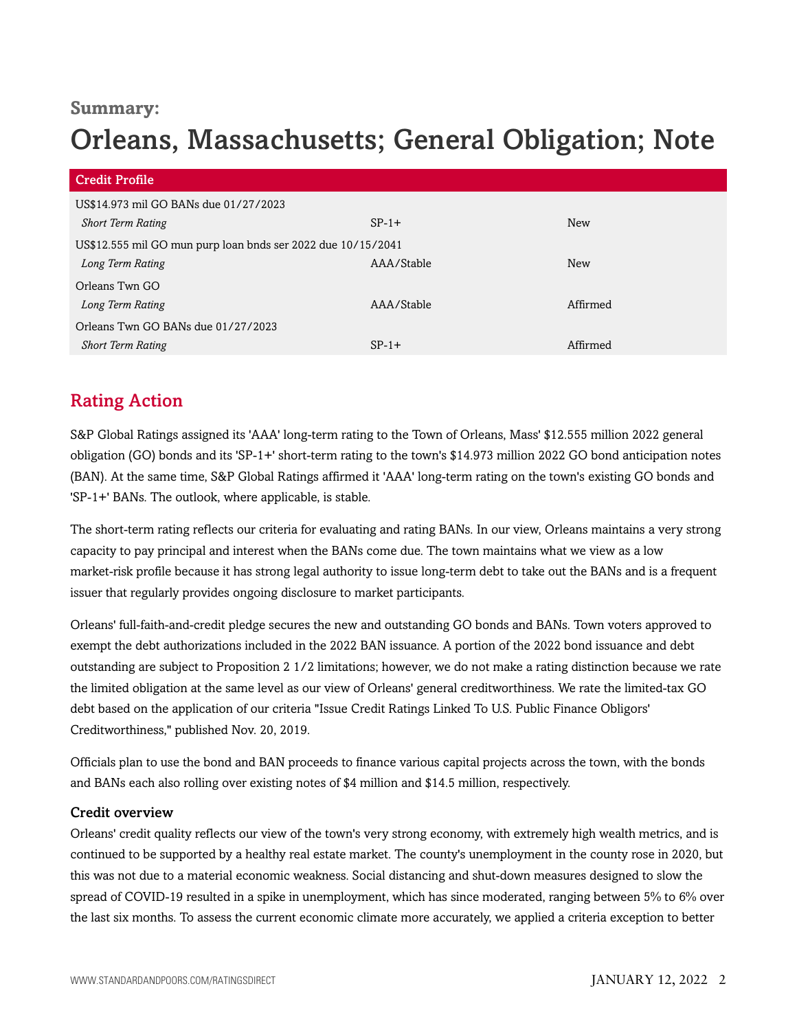**Summary:**

# Orleans, Massachusetts; General Obligation; Note

| Credit Profile | | |
|---|---|---|
| US$14.973 mil GO BANs due 01/27/2023 | | |
| *Short Term Rating* | SP-1+ | New |
| US$12.555 mil GO mun purp loan bnds ser 2022 due 10/15/2041 | | |
| *Long Term Rating* | AAA/Stable | New |
| Orleans Twn GO | | |
| *Long Term Rating* | AAA/Stable | Affirmed |
| Orleans Twn GO BANs due 01/27/2023 | | |
| *Short Term Rating* | SP-1+ | Affirmed |

## Rating Action

S&P Global Ratings assigned its 'AAA' long-term rating to the Town of Orleans, Mass' $12.555 million 2022 general obligation (GO) bonds and its 'SP-1+' short-term rating to the town's $14.973 million 2022 GO bond anticipation notes (BAN). At the same time, S&P Global Ratings affirmed it 'AAA' long-term rating on the town's existing GO bonds and 'SP-1+' BANs. The outlook, where applicable, is stable.

The short-term rating reflects our criteria for evaluating and rating BANs. In our view, Orleans maintains a very strong capacity to pay principal and interest when the BANs come due. The town maintains what we view as a low market-risk profile because it has strong legal authority to issue long-term debt to take out the BANs and is a frequent issuer that regularly provides ongoing disclosure to market participants.

Orleans' full-faith-and-credit pledge secures the new and outstanding GO bonds and BANs. Town voters approved to exempt the debt authorizations included in the 2022 BAN issuance. A portion of the 2022 bond issuance and debt outstanding are subject to Proposition 2 1/2 limitations; however, we do not make a rating distinction because we rate the limited obligation at the same level as our view of Orleans' general creditworthiness. We rate the limited-tax GO debt based on the application of our criteria "Issue Credit Ratings Linked To U.S. Public Finance Obligors' Creditworthiness," published Nov. 20, 2019.

Officials plan to use the bond and BAN proceeds to finance various capital projects across the town, with the bonds and BANs each also rolling over existing notes of $4 million and $14.5 million, respectively.

### Credit overview

Orleans' credit quality reflects our view of the town's very strong economy, with extremely high wealth metrics, and is continued to be supported by a healthy real estate market. The county's unemployment in the county rose in 2020, but this was not due to a material economic weakness. Social distancing and shut-down measures designed to slow the spread of COVID-19 resulted in a spike in unemployment, which has since moderated, ranging between 5% to 6% over the last six months. To assess the current economic climate more accurately, we applied a criteria exception to better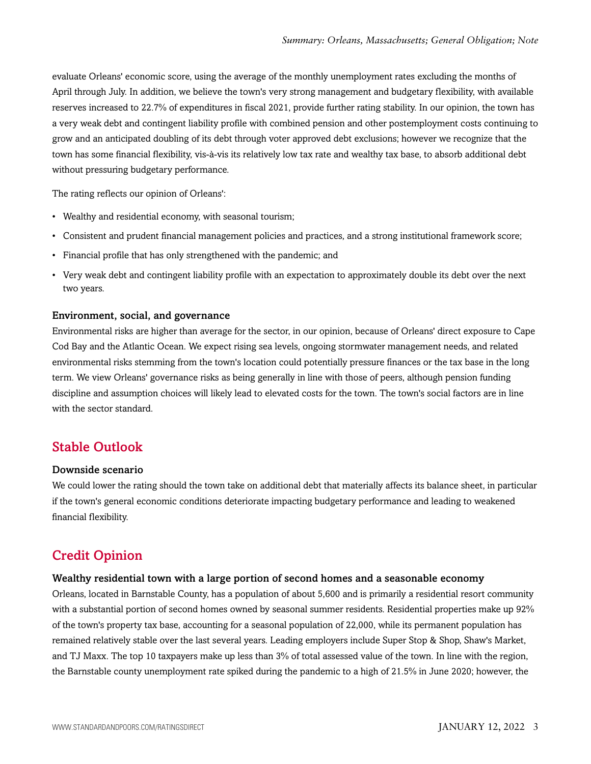evaluate Orleans' economic score, using the average of the monthly unemployment rates excluding the months of April through July. In addition, we believe the town's very strong management and budgetary flexibility, with available reserves increased to 22.7% of expenditures in fiscal 2021, provide further rating stability. In our opinion, the town has a very weak debt and contingent liability profile with combined pension and other postemployment costs continuing to grow and an anticipated doubling of its debt through voter approved debt exclusions; however we recognize that the town has some financial flexibility, vis-à-vis its relatively low tax rate and wealthy tax base, to absorb additional debt without pressuring budgetary performance.

The rating reflects our opinion of Orleans':

- Wealthy and residential economy, with seasonal tourism;
- Consistent and prudent financial management policies and practices, and a strong institutional framework score;
- Financial profile that has only strengthened with the pandemic; and
- Very weak debt and contingent liability profile with an expectation to approximately double its debt over the next two years.

### Environment, social, and governance

Environmental risks are higher than average for the sector, in our opinion, because of Orleans' direct exposure to Cape Cod Bay and the Atlantic Ocean. We expect rising sea levels, ongoing stormwater management needs, and related environmental risks stemming from the town's location could potentially pressure finances or the tax base in the long term. We view Orleans' governance risks as being generally in line with those of peers, although pension funding discipline and assumption choices will likely lead to elevated costs for the town. The town's social factors are in line with the sector standard.

## Stable Outlook

### Downside scenario

We could lower the rating should the town take on additional debt that materially affects its balance sheet, in particular if the town's general economic conditions deteriorate impacting budgetary performance and leading to weakened financial flexibility.

## Credit Opinion

### Wealthy residential town with a large portion of second homes and a seasonable economy

Orleans, located in Barnstable County, has a population of about 5,600 and is primarily a residential resort community with a substantial portion of second homes owned by seasonal summer residents. Residential properties make up 92% of the town's property tax base, accounting for a seasonal population of 22,000, while its permanent population has remained relatively stable over the last several years. Leading employers include Super Stop & Shop, Shaw's Market, and TJ Maxx. The top 10 taxpayers make up less than 3% of total assessed value of the town. In line with the region, the Barnstable county unemployment rate spiked during the pandemic to a high of 21.5% in June 2020; however, the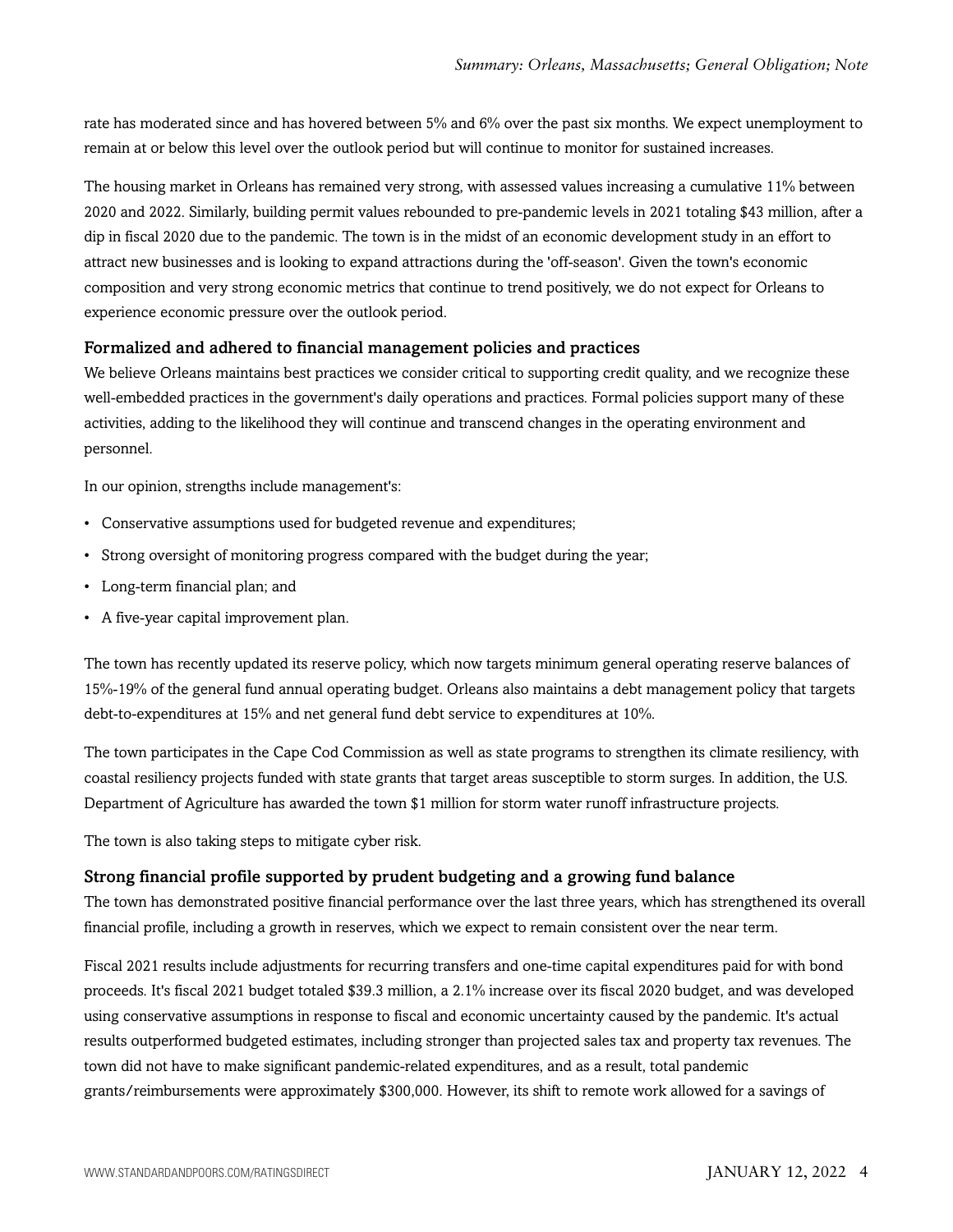rate has moderated since and has hovered between 5% and 6% over the past six months. We expect unemployment to remain at or below this level over the outlook period but will continue to monitor for sustained increases.

The housing market in Orleans has remained very strong, with assessed values increasing a cumulative 11% between 2020 and 2022. Similarly, building permit values rebounded to pre-pandemic levels in 2021 totaling $43 million, after a dip in fiscal 2020 due to the pandemic. The town is in the midst of an economic development study in an effort to attract new businesses and is looking to expand attractions during the 'off-season'. Given the town's economic composition and very strong economic metrics that continue to trend positively, we do not expect for Orleans to experience economic pressure over the outlook period.

### Formalized and adhered to financial management policies and practices

We believe Orleans maintains best practices we consider critical to supporting credit quality, and we recognize these well-embedded practices in the government's daily operations and practices. Formal policies support many of these activities, adding to the likelihood they will continue and transcend changes in the operating environment and personnel.

In our opinion, strengths include management's:

- Conservative assumptions used for budgeted revenue and expenditures;
- Strong oversight of monitoring progress compared with the budget during the year;
- Long-term financial plan; and
- A five-year capital improvement plan.

The town has recently updated its reserve policy, which now targets minimum general operating reserve balances of 15%-19% of the general fund annual operating budget. Orleans also maintains a debt management policy that targets debt-to-expenditures at 15% and net general fund debt service to expenditures at 10%.

The town participates in the Cape Cod Commission as well as state programs to strengthen its climate resiliency, with coastal resiliency projects funded with state grants that target areas susceptible to storm surges. In addition, the U.S. Department of Agriculture has awarded the town $1 million for storm water runoff infrastructure projects.

The town is also taking steps to mitigate cyber risk.

### Strong financial profile supported by prudent budgeting and a growing fund balance

The town has demonstrated positive financial performance over the last three years, which has strengthened its overall financial profile, including a growth in reserves, which we expect to remain consistent over the near term.

Fiscal 2021 results include adjustments for recurring transfers and one-time capital expenditures paid for with bond proceeds. It's fiscal 2021 budget totaled $39.3 million, a 2.1% increase over its fiscal 2020 budget, and was developed using conservative assumptions in response to fiscal and economic uncertainty caused by the pandemic. It's actual results outperformed budgeted estimates, including stronger than projected sales tax and property tax revenues. The town did not have to make significant pandemic-related expenditures, and as a result, total pandemic grants/reimbursements were approximately $300,000. However, its shift to remote work allowed for a savings of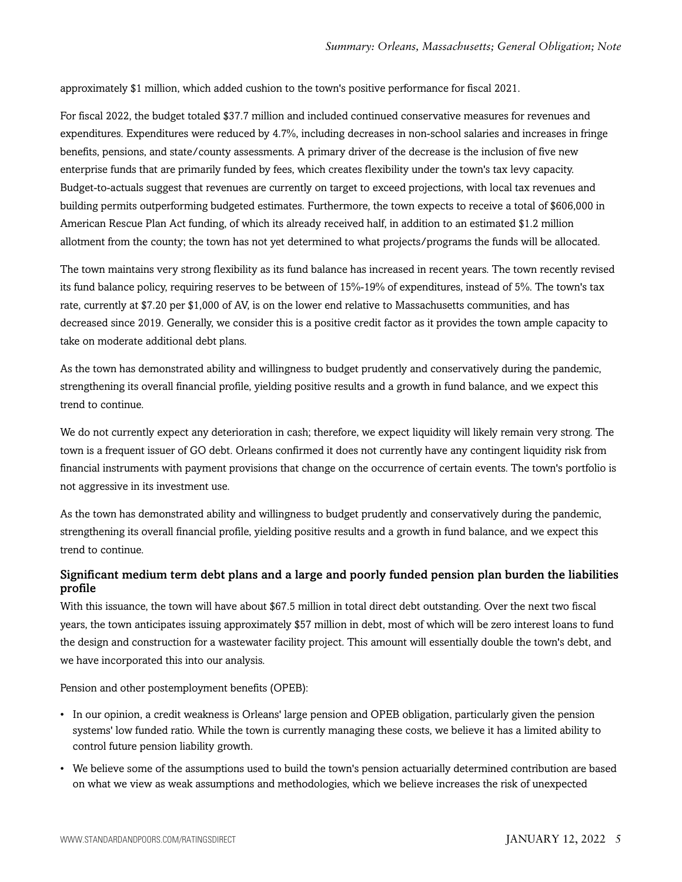approximately $1 million, which added cushion to the town's positive performance for fiscal 2021.

For fiscal 2022, the budget totaled $37.7 million and included continued conservative measures for revenues and expenditures. Expenditures were reduced by 4.7%, including decreases in non-school salaries and increases in fringe benefits, pensions, and state/county assessments. A primary driver of the decrease is the inclusion of five new enterprise funds that are primarily funded by fees, which creates flexibility under the town's tax levy capacity. Budget-to-actuals suggest that revenues are currently on target to exceed projections, with local tax revenues and building permits outperforming budgeted estimates. Furthermore, the town expects to receive a total of $606,000 in American Rescue Plan Act funding, of which its already received half, in addition to an estimated $1.2 million allotment from the county; the town has not yet determined to what projects/programs the funds will be allocated.

The town maintains very strong flexibility as its fund balance has increased in recent years. The town recently revised its fund balance policy, requiring reserves to be between of 15%-19% of expenditures, instead of 5%. The town's tax rate, currently at $7.20 per $1,000 of AV, is on the lower end relative to Massachusetts communities, and has decreased since 2019. Generally, we consider this is a positive credit factor as it provides the town ample capacity to take on moderate additional debt plans.

As the town has demonstrated ability and willingness to budget prudently and conservatively during the pandemic, strengthening its overall financial profile, yielding positive results and a growth in fund balance, and we expect this trend to continue.

We do not currently expect any deterioration in cash; therefore, we expect liquidity will likely remain very strong. The town is a frequent issuer of GO debt. Orleans confirmed it does not currently have any contingent liquidity risk from financial instruments with payment provisions that change on the occurrence of certain events. The town's portfolio is not aggressive in its investment use.

As the town has demonstrated ability and willingness to budget prudently and conservatively during the pandemic, strengthening its overall financial profile, yielding positive results and a growth in fund balance, and we expect this trend to continue.

### Significant medium term debt plans and a large and poorly funded pension plan burden the liabilities profile

With this issuance, the town will have about $67.5 million in total direct debt outstanding. Over the next two fiscal years, the town anticipates issuing approximately $57 million in debt, most of which will be zero interest loans to fund the design and construction for a wastewater facility project. This amount will essentially double the town's debt, and we have incorporated this into our analysis.

Pension and other postemployment benefits (OPEB):

- In our opinion, a credit weakness is Orleans' large pension and OPEB obligation, particularly given the pension systems' low funded ratio. While the town is currently managing these costs, we believe it has a limited ability to control future pension liability growth.
- We believe some of the assumptions used to build the town's pension actuarially determined contribution are based on what we view as weak assumptions and methodologies, which we believe increases the risk of unexpected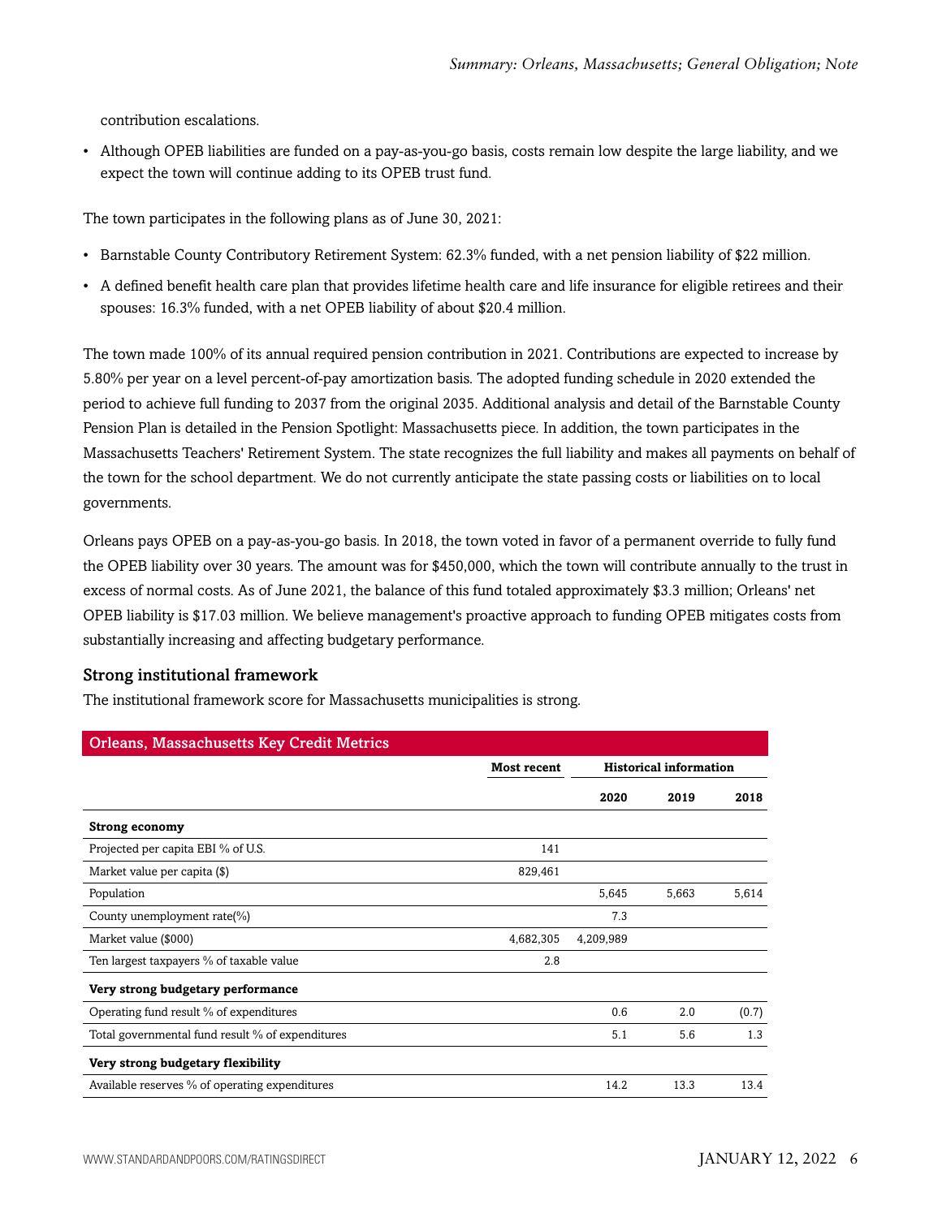contribution escalations.

- Although OPEB liabilities are funded on a pay-as-you-go basis, costs remain low despite the large liability, and we expect the town will continue adding to its OPEB trust fund.

The town participates in the following plans as of June 30, 2021:

- Barnstable County Contributory Retirement System: 62.3% funded, with a net pension liability of $22 million.
- A defined benefit health care plan that provides lifetime health care and life insurance for eligible retirees and their spouses: 16.3% funded, with a net OPEB liability of about $20.4 million.

The town made 100% of its annual required pension contribution in 2021. Contributions are expected to increase by 5.80% per year on a level percent-of-pay amortization basis. The adopted funding schedule in 2020 extended the period to achieve full funding to 2037 from the original 2035. Additional analysis and detail of the Barnstable County Pension Plan is detailed in the Pension Spotlight: Massachusetts piece. In addition, the town participates in the Massachusetts Teachers' Retirement System. The state recognizes the full liability and makes all payments on behalf of the town for the school department. We do not currently anticipate the state passing costs or liabilities on to local governments.

Orleans pays OPEB on a pay-as-you-go basis. In 2018, the town voted in favor of a permanent override to fully fund the OPEB liability over 30 years. The amount was for $450,000, which the town will contribute annually to the trust in excess of normal costs. As of June 2021, the balance of this fund totaled approximately $3.3 million; Orleans' net OPEB liability is $17.03 million. We believe management's proactive approach to funding OPEB mitigates costs from substantially increasing and affecting budgetary performance.

### Strong institutional framework

The institutional framework score for Massachusetts municipalities is strong.

| Orleans, Massachusetts Key Credit Metrics | | | | |
|---|---|---|---|---|
| | **Most recent** | **Historical information** | | |
| | | **2020** | **2019** | **2018** |
| **Strong economy** | | | | |
| Projected per capita EBI % of U.S. | 141 | | | |
| Market value per capita ($) | 829,461 | | | |
| Population | | 5,645 | 5,663 | 5,614 |
| County unemployment rate(%) | | 7.3 | | |
| Market value ($000) | 4,682,305 | 4,209,989 | | |
| Ten largest taxpayers % of taxable value | 2.8 | | | |
| **Very strong budgetary performance** | | | | |
| Operating fund result % of expenditures | | 0.6 | 2.0 | (0.7) |
| Total governmental fund result % of expenditures | | 5.1 | 5.6 | 1.3 |
| **Very strong budgetary flexibility** | | | | |
| Available reserves % of operating expenditures | | 14.2 | 13.3 | 13.4 |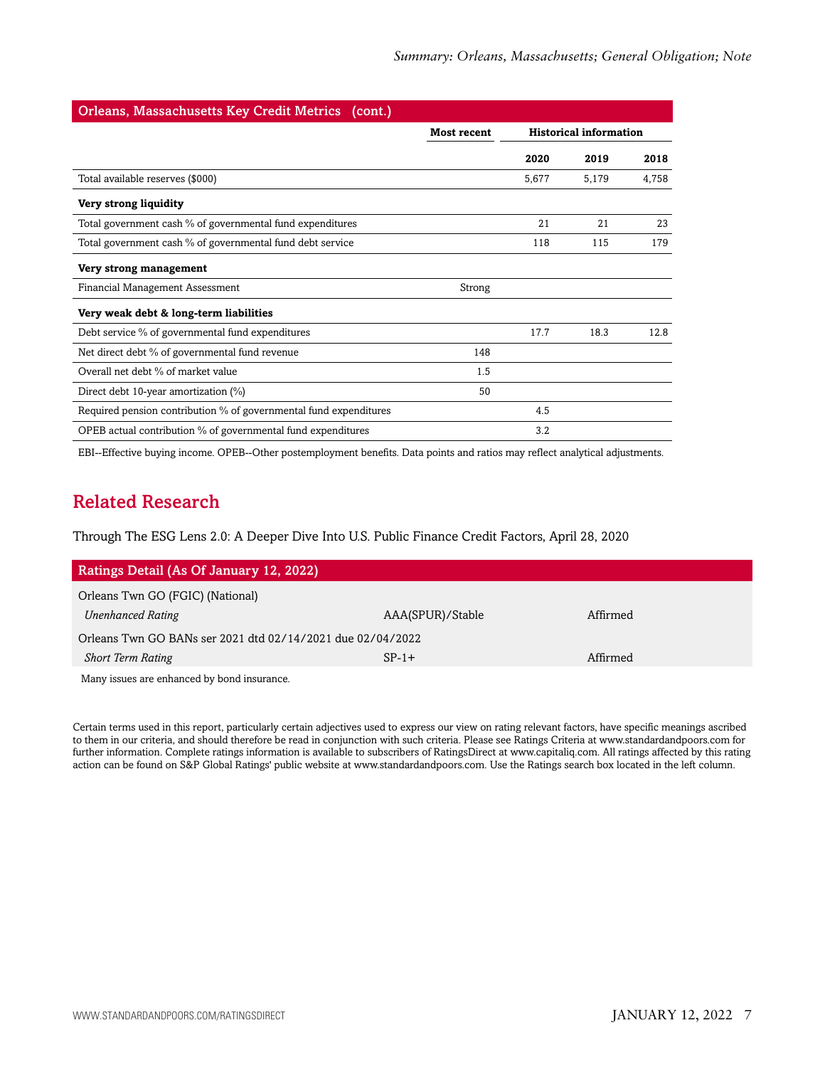| Orleans, Massachusetts Key Credit Metrics (cont.) | | | | |
|---|---|---|---|---|
| | Most recent | Historical information | | |
| | | 2020 | 2019 | 2018 |
| Total available reserves ($000) | | 5,677 | 5,179 | 4,758 |
| **Very strong liquidity** | | | | |
| Total government cash % of governmental fund expenditures | | 21 | 21 | 23 |
| Total government cash % of governmental fund debt service | | 118 | 115 | 179 |
| **Very strong management** | | | | |
| Financial Management Assessment | Strong | | | |
| **Very weak debt & long-term liabilities** | | | | |
| Debt service % of governmental fund expenditures | | 17.7 | 18.3 | 12.8 |
| Net direct debt % of governmental fund revenue | 148 | | | |
| Overall net debt % of market value | 1.5 | | | |
| Direct debt 10-year amortization (%) | 50 | | | |
| Required pension contribution % of governmental fund expenditures | | 4.5 | | |
| OPEB actual contribution % of governmental fund expenditures | | 3.2 | | |

EBI--Effective buying income. OPEB--Other postemployment benefits. Data points and ratios may reflect analytical adjustments.

## Related Research

Through The ESG Lens 2.0: A Deeper Dive Into U.S. Public Finance Credit Factors, April 28, 2020

| Ratings Detail (As Of January 12, 2022) | | |
|---|---|---|
| Orleans Twn GO (FGIC) (National) | | |
| *Unenhanced Rating* | AAA(SPUR)/Stable | Affirmed |
| Orleans Twn GO BANs ser 2021 dtd 02/14/2021 due 02/04/2022 | | |
| *Short Term Rating* | SP-1+ | Affirmed |

Many issues are enhanced by bond insurance.

Certain terms used in this report, particularly certain adjectives used to express our view on rating relevant factors, have specific meanings ascribed to them in our criteria, and should therefore be read in conjunction with such criteria. Please see Ratings Criteria at www.standardandpoors.com for further information. Complete ratings information is available to subscribers of RatingsDirect at www.capitaliq.com. All ratings affected by this rating action can be found on S&P Global Ratings' public website at www.standardandpoors.com. Use the Ratings search box located in the left column.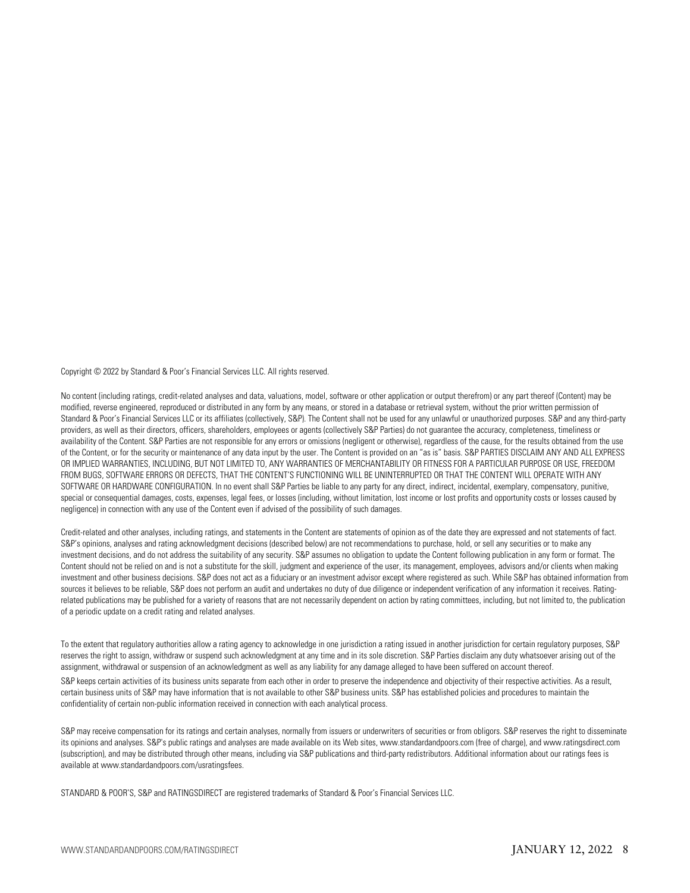Copyright © 2022 by Standard & Poor's Financial Services LLC. All rights reserved.

No content (including ratings, credit-related analyses and data, valuations, model, software or other application or output therefrom) or any part thereof (Content) may be modified, reverse engineered, reproduced or distributed in any form by any means, or stored in a database or retrieval system, without the prior written permission of Standard & Poor's Financial Services LLC or its affiliates (collectively, S&P). The Content shall not be used for any unlawful or unauthorized purposes. S&P and any third-party providers, as well as their directors, officers, shareholders, employees or agents (collectively S&P Parties) do not guarantee the accuracy, completeness, timeliness or availability of the Content. S&P Parties are not responsible for any errors or omissions (negligent or otherwise), regardless of the cause, for the results obtained from the use of the Content, or for the security or maintenance of any data input by the user. The Content is provided on an "as is" basis. S&P PARTIES DISCLAIM ANY AND ALL EXPRESS OR IMPLIED WARRANTIES, INCLUDING, BUT NOT LIMITED TO, ANY WARRANTIES OF MERCHANTABILITY OR FITNESS FOR A PARTICULAR PURPOSE OR USE, FREEDOM FROM BUGS, SOFTWARE ERRORS OR DEFECTS, THAT THE CONTENT'S FUNCTIONING WILL BE UNINTERRUPTED OR THAT THE CONTENT WILL OPERATE WITH ANY SOFTWARE OR HARDWARE CONFIGURATION. In no event shall S&P Parties be liable to any party for any direct, indirect, incidental, exemplary, compensatory, punitive, special or consequential damages, costs, expenses, legal fees, or losses (including, without limitation, lost income or lost profits and opportunity costs or losses caused by negligence) in connection with any use of the Content even if advised of the possibility of such damages.

Credit-related and other analyses, including ratings, and statements in the Content are statements of opinion as of the date they are expressed and not statements of fact. S&P's opinions, analyses and rating acknowledgment decisions (described below) are not recommendations to purchase, hold, or sell any securities or to make any investment decisions, and do not address the suitability of any security. S&P assumes no obligation to update the Content following publication in any form or format. The Content should not be relied on and is not a substitute for the skill, judgment and experience of the user, its management, employees, advisors and/or clients when making investment and other business decisions. S&P does not act as a fiduciary or an investment advisor except where registered as such. While S&P has obtained information from sources it believes to be reliable, S&P does not perform an audit and undertakes no duty of due diligence or independent verification of any information it receives. Rating-related publications may be published for a variety of reasons that are not necessarily dependent on action by rating committees, including, but not limited to, the publication of a periodic update on a credit rating and related analyses.

To the extent that regulatory authorities allow a rating agency to acknowledge in one jurisdiction a rating issued in another jurisdiction for certain regulatory purposes, S&P reserves the right to assign, withdraw or suspend such acknowledgment at any time and in its sole discretion. S&P Parties disclaim any duty whatsoever arising out of the assignment, withdrawal or suspension of an acknowledgment as well as any liability for any damage alleged to have been suffered on account thereof.

S&P keeps certain activities of its business units separate from each other in order to preserve the independence and objectivity of their respective activities. As a result, certain business units of S&P may have information that is not available to other S&P business units. S&P has established policies and procedures to maintain the confidentiality of certain non-public information received in connection with each analytical process.

S&P may receive compensation for its ratings and certain analyses, normally from issuers or underwriters of securities or from obligors. S&P reserves the right to disseminate its opinions and analyses. S&P's public ratings and analyses are made available on its Web sites, www.standardandpoors.com (free of charge), and www.ratingsdirect.com (subscription), and may be distributed through other means, including via S&P publications and third-party redistributors. Additional information about our ratings fees is available at www.standardandpoors.com/usratingsfees.

STANDARD & POOR'S, S&P and RATINGSDIRECT are registered trademarks of Standard & Poor's Financial Services LLC.